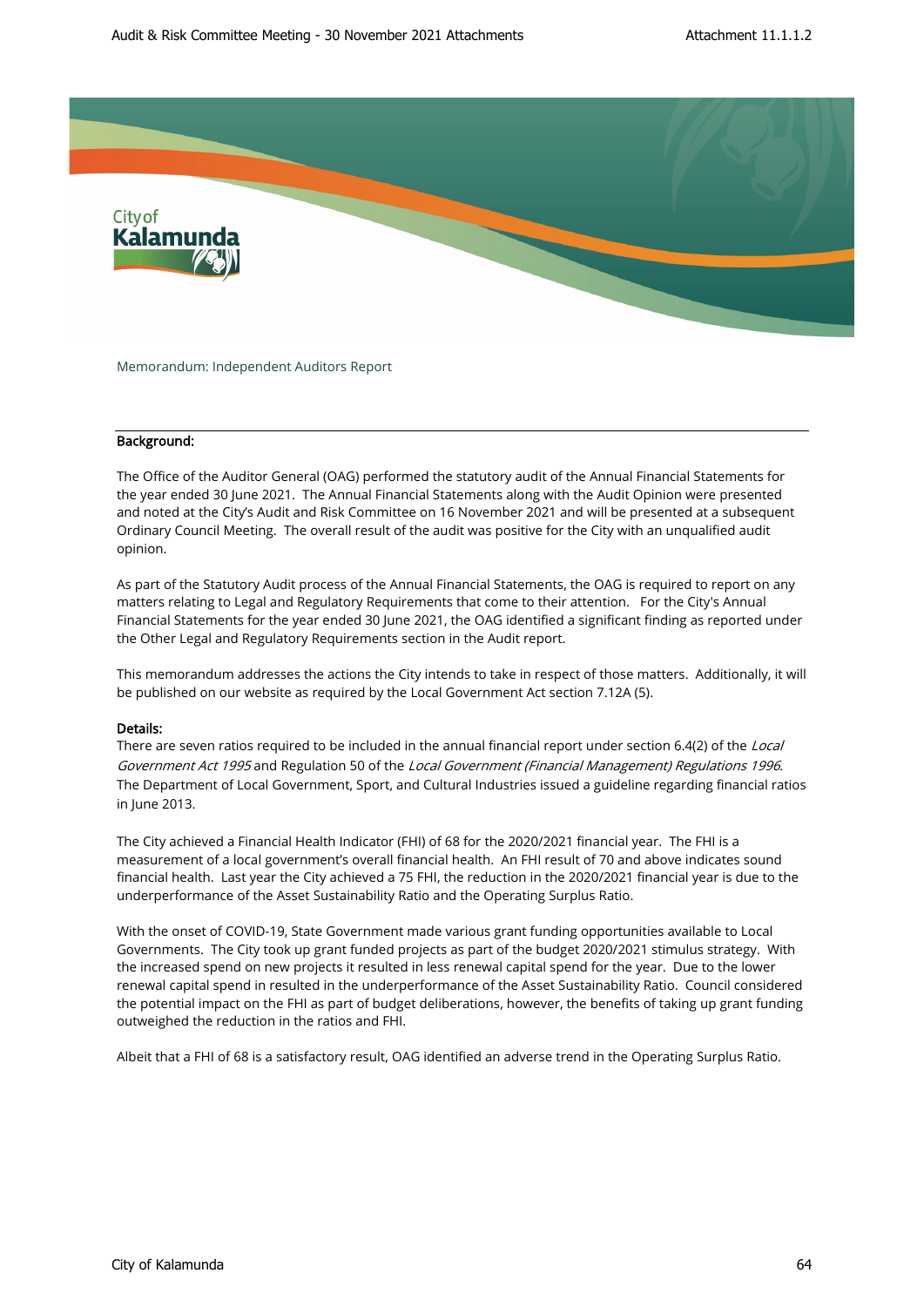Memorandum: Independent Auditors Report

## Background:

The Office of the Auditor General (OAG) performed the statutory audit of the Annual Financial Statements for the year ended 30 June 2021. The Annual Financial Statements along with the Audit Opinion were presented and noted at the City's Audit and Risk Committee on 16 November 2021 and will be presented at a subsequent Ordinary Council Meeting. The overall result of the audit was positive for the City with an unqualified audit opinion.

As part of the Statutory Audit process of the Annual Financial Statements, the OAG is required to report on any matters relating to Legal and Regulatory Requirements that come to their attention. For the City's Annual Financial Statements for the year ended 30 June 2021, the OAG identified a significant finding as reported under the Other Legal and Regulatory Requirements section in the Audit report.

This memorandum addresses the actions the City intends to take in respect of those matters. Additionally, it will be published on our website as required by the Local Government Act section 7.12A (5).

## Details:

There are seven ratios required to be included in the annual financial report under section 6.4(2) of the *Local Government Act 1995* and Regulation 50 of the *Local Government (Financial Management) Regulations 1996*. The Department of Local Government, Sport, and Cultural Industries issued a guideline regarding financial ratios in June 2013.

The City achieved a Financial Health Indicator (FHI) of 68 for the 2020/2021 financial year. The FHI is a measurement of a local government's overall financial health. An FHI result of 70 and above indicates sound financial health. Last year the City achieved a 75 FHI, the reduction in the 2020/2021 financial year is due to the underperformance of the Asset Sustainability Ratio and the Operating Surplus Ratio.

With the onset of COVID-19, State Government made various grant funding opportunities available to Local Governments. The City took up grant funded projects as part of the budget 2020/2021 stimulus strategy. With the increased spend on new projects it resulted in less renewal capital spend for the year. Due to the lower renewal capital spend in resulted in the underperformance of the Asset Sustainability Ratio. Council considered the potential impact on the FHI as part of budget deliberations, however, the benefits of taking up grant funding outweighed the reduction in the ratios and FHI.

Albeit that a FHI of 68 is a satisfactory result, OAG identified an adverse trend in the Operating Surplus Ratio.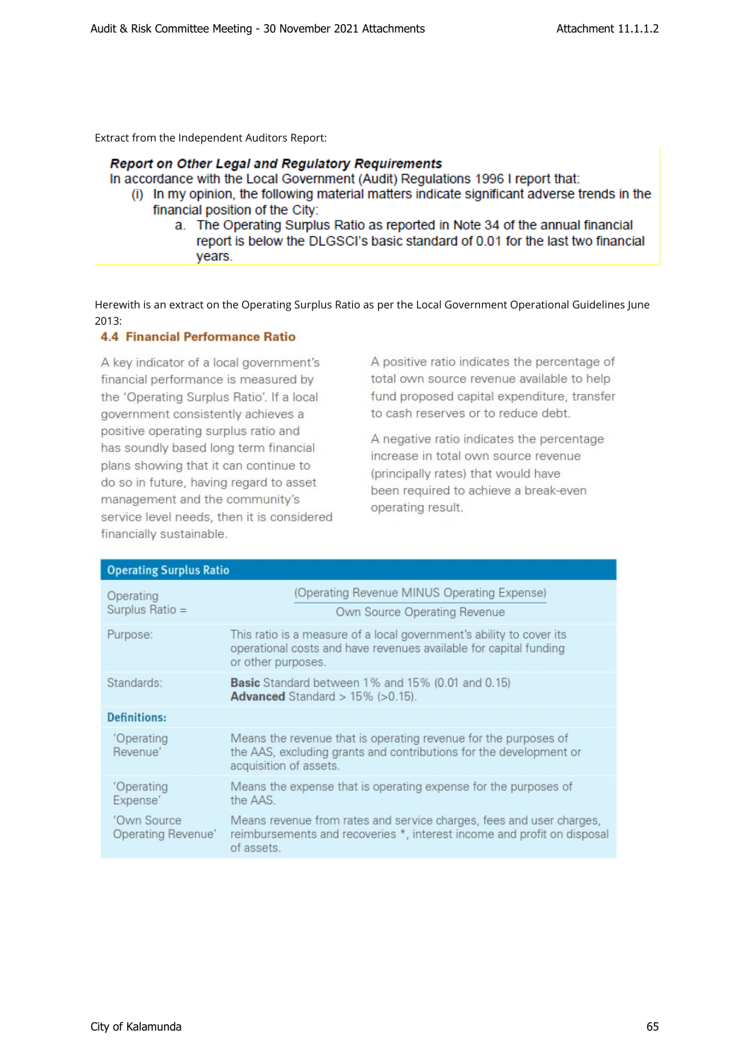Extract from the Independent Auditors Report:

***Report on Other Legal and Regulatory Requirements***

In accordance with the Local Government (Audit) Regulations 1996 I report that:

(i) In my opinion, the following material matters indicate significant adverse trends in the financial position of the City:

  a. The Operating Surplus Ratio as reported in Note 34 of the annual financial report is below the DLGSCI's basic standard of 0.01 for the last two financial years.

Herewith is an extract on the Operating Surplus Ratio as per the Local Government Operational Guidelines June 2013:

### 4.4 Financial Performance Ratio

A key indicator of a local government's financial performance is measured by the 'Operating Surplus Ratio'. If a local government consistently achieves a positive operating surplus ratio and has soundly based long term financial plans showing that it can continue to do so in future, having regard to asset management and the community's service level needs, then it is considered financially sustainable.

A positive ratio indicates the percentage of total own source revenue available to help fund proposed capital expenditure, transfer to cash reserves or to reduce debt.

A negative ratio indicates the percentage increase in total own source revenue (principally rates) that would have been required to achieve a break-even operating result.

| Operating Surplus Ratio | |
|---|---|
| Operating Surplus Ratio = | $\frac{\text{(Operating Revenue MINUS Operating Expense)}}{\text{Own Source Operating Revenue}}$ |
| Purpose: | This ratio is a measure of a local government's ability to cover its operational costs and have revenues available for capital funding or other purposes. |
| Standards: | **Basic** Standard between 1% and 15% (0.01 and 0.15)<br>**Advanced** Standard > 15% (>0.15). |
| **Definitions:** | |
| 'Operating Revenue' | Means the revenue that is operating revenue for the purposes of the AAS, excluding grants and contributions for the development or acquisition of assets. |
| 'Operating Expense' | Means the expense that is operating expense for the purposes of the AAS. |
| 'Own Source Operating Revenue' | Means revenue from rates and service charges, fees and user charges, reimbursements and recoveries *, interest income and profit on disposal of assets. |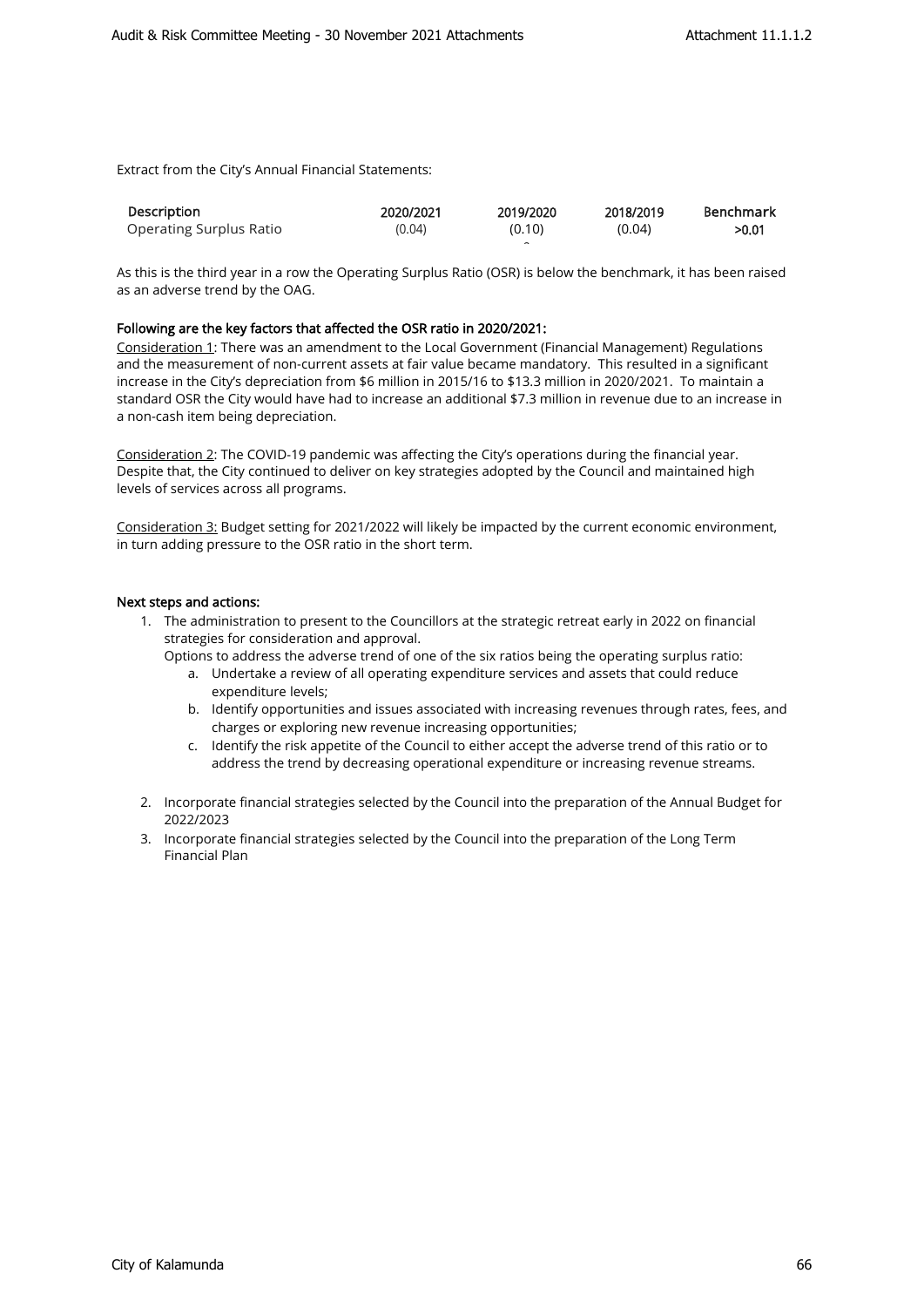Extract from the City's Annual Financial Statements:

| Description | 2020/2021 | 2019/2020 | 2018/2019 | Benchmark |
|---|---|---|---|---|
| Operating Surplus Ratio | (0.04) | (0.10) | (0.04) | >0.01 |

As this is the third year in a row the Operating Surplus Ratio (OSR) is below the benchmark, it has been raised as an adverse trend by the OAG.

**Following are the key factors that affected the OSR ratio in 2020/2021:**

Consideration 1: There was an amendment to the Local Government (Financial Management) Regulations and the measurement of non-current assets at fair value became mandatory. This resulted in a significant increase in the City's depreciation from $6 million in 2015/16 to $13.3 million in 2020/2021. To maintain a standard OSR the City would have had to increase an additional $7.3 million in revenue due to an increase in a non-cash item being depreciation.

Consideration 2: The COVID-19 pandemic was affecting the City's operations during the financial year. Despite that, the City continued to deliver on key strategies adopted by the Council and maintained high levels of services across all programs.

Consideration 3: Budget setting for 2021/2022 will likely be impacted by the current economic environment, in turn adding pressure to the OSR ratio in the short term.

**Next steps and actions:**

1. The administration to present to the Councillors at the strategic retreat early in 2022 on financial strategies for consideration and approval.
   Options to address the adverse trend of one of the six ratios being the operating surplus ratio:
   a. Undertake a review of all operating expenditure services and assets that could reduce expenditure levels;
   b. Identify opportunities and issues associated with increasing revenues through rates, fees, and charges or exploring new revenue increasing opportunities;
   c. Identify the risk appetite of the Council to either accept the adverse trend of this ratio or to address the trend by decreasing operational expenditure or increasing revenue streams.
2. Incorporate financial strategies selected by the Council into the preparation of the Annual Budget for 2022/2023
3. Incorporate financial strategies selected by the Council into the preparation of the Long Term Financial Plan